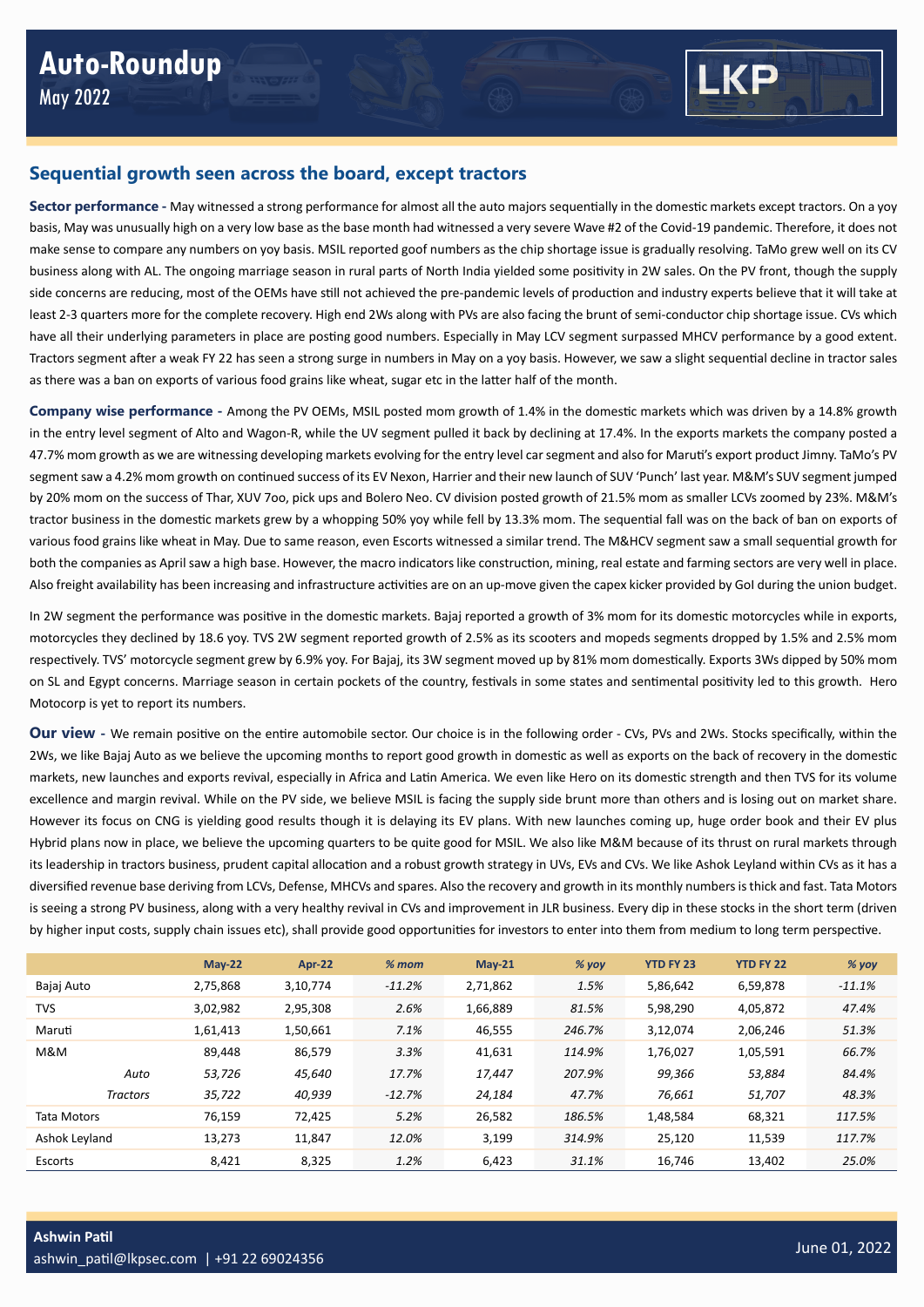# Auto-Roundup

May 2022

## Sequential growth seen across the board, except tractors

**Sector performance -** May witnessed a strong performance for almost all the auto majors sequentially in the domestic markets except tractors. On a yoy basis, May was unusually high on a very low base as the base month had witnessed a very severe Wave #2 of the Covid-19 pandemic. Therefore, it does not make sense to compare any numbers on yoy basis. MSIL reported goof numbers as the chip shortage issue is gradually resolving. TaMo grew well on its CV business along with AL. The ongoing marriage season in rural parts of North India yielded some positivity in 2W sales. On the PV front, though the supply side concerns are reducing, most of the OEMs have still not achieved the pre-pandemic levels of production and industry experts believe that it will take at least 2-3 quarters more for the complete recovery. High end 2Ws along with PVs are also facing the brunt of semi-conductor chip shortage issue. CVs which have all their underlying parameters in place are posting good numbers. Especially in May LCV segment surpassed MHCV performance by a good extent. Tractors segment after a weak FY 22 has seen a strong surge in numbers in May on a yoy basis. However, we saw a slight sequential decline in tractor sales as there was a ban on exports of various food grains like wheat, sugar etc in the latter half of the month.

**Company wise performance -** Among the PV OEMs, MSIL posted mom growth of 1.4% in the domestic markets which was driven by a 14.8% growth in the entry level segment of Alto and Wagon-R, while the UV segment pulled it back by declining at 17.4%. In the exports markets the company posted a 47.7% mom growth as we are witnessing developing markets evolving for the entry level car segment and also for Maruti's export product Jimny. TaMo's PV segment saw a 4.2% mom growth on continued success of its EV Nexon, Harrier and their new launch of SUV 'Punch' last year. M&M's SUV segment jumped by 20% mom on the success of Thar, XUV 7oo, pick ups and Bolero Neo. CV division posted growth of 21.5% mom as smaller LCVs zoomed by 23%. M&M's tractor business in the domestic markets grew by a whopping 50% yoy while fell by 13.3% mom. The sequential fall was on the back of ban on exports of various food grains like wheat in May. Due to same reason, even Escorts witnessed a similar trend. The M&HCV segment saw a small sequential growth for both the companies as April saw a high base. However, the macro indicators like construction, mining, real estate and farming sectors are very well in place. Also freight availability has been increasing and infrastructure activities are on an up-move given the capex kicker provided by GoI during the union budget.

In 2W segment the performance was positive in the domestic markets. Bajaj reported a growth of 3% mom for its domestic motorcycles while in exports, motorcycles they declined by 18.6 yoy. TVS 2W segment reported growth of 2.5% as its scooters and mopeds segments dropped by 1.5% and 2.5% mom respectively. TVS' motorcycle segment grew by 6.9% yoy. For Bajaj, its 3W segment moved up by 81% mom domestically. Exports 3Ws dipped by 50% mom on SL and Egypt concerns. Marriage season in certain pockets of the country, festivals in some states and sentimental positivity led to this growth. Hero Motocorp is yet to report its numbers.

**Our view -** We remain positive on the entire automobile sector. Our choice is in the following order - CVs, PVs and 2Ws. Stocks specifically, within the 2Ws, we like Bajaj Auto as we believe the upcoming months to report good growth in domestic as well as exports on the back of recovery in the domestic markets, new launches and exports revival, especially in Africa and Latin America. We even like Hero on its domestic strength and then TVS for its volume excellence and margin revival. While on the PV side, we believe MSIL is facing the supply side brunt more than others and is losing out on market share. However its focus on CNG is yielding good results though it is delaying its EV plans. With new launches coming up, huge order book and their EV plus Hybrid plans now in place, we believe the upcoming quarters to be quite good for MSIL. We also like M&M because of its thrust on rural markets through its leadership in tractors business, prudent capital allocation and a robust growth strategy in UVs, EVs and CVs. We like Ashok Leyland within CVs as it has a diversified revenue base deriving from LCVs, Defense, MHCVs and spares. Also the recovery and growth in its monthly numbers is thick and fast. Tata Motors is seeing a strong PV business, along with a very healthy revival in CVs and improvement in JLR business. Every dip in these stocks in the short term (driven by higher input costs, supply chain issues etc), shall provide good opportunities for investors to enter into them from medium to long term perspective.

| | May-22 | Apr-22 | % mom | May-21 | % yoy | YTD FY 23 | YTD FY 22 | % yoy |
|---|---|---|---|---|---|---|---|---|
| Bajaj Auto | 2,75,868 | 3,10,774 | -11.2% | 2,71,862 | 1.5% | 5,86,642 | 6,59,878 | -11.1% |
| TVS | 3,02,982 | 2,95,308 | 2.6% | 1,66,889 | 81.5% | 5,98,290 | 4,05,872 | 47.4% |
| Maruti | 1,61,413 | 1,50,661 | 7.1% | 46,555 | 246.7% | 3,12,074 | 2,06,246 | 51.3% |
| M&M | 89,448 | 86,579 | 3.3% | 41,631 | 114.9% | 1,76,027 | 1,05,591 | 66.7% |
| *Auto* | *53,726* | *45,640* | *17.7%* | *17,447* | *207.9%* | *99,366* | *53,884* | *84.4%* |
| *Tractors* | *35,722* | *40,939* | *-12.7%* | *24,184* | *47.7%* | *76,661* | *51,707* | *48.3%* |
| Tata Motors | 76,159 | 72,425 | 5.2% | 26,582 | 186.5% | 1,48,584 | 68,321 | 117.5% |
| Ashok Leyland | 13,273 | 11,847 | 12.0% | 3,199 | 314.9% | 25,120 | 11,539 | 117.7% |
| Escorts | 8,421 | 8,325 | 1.2% | 6,423 | 31.1% | 16,746 | 13,402 | 25.0% |

**Ashwin Patil**
ashwin_patil@lkpsec.com | +91 22 69024356

June 01, 2022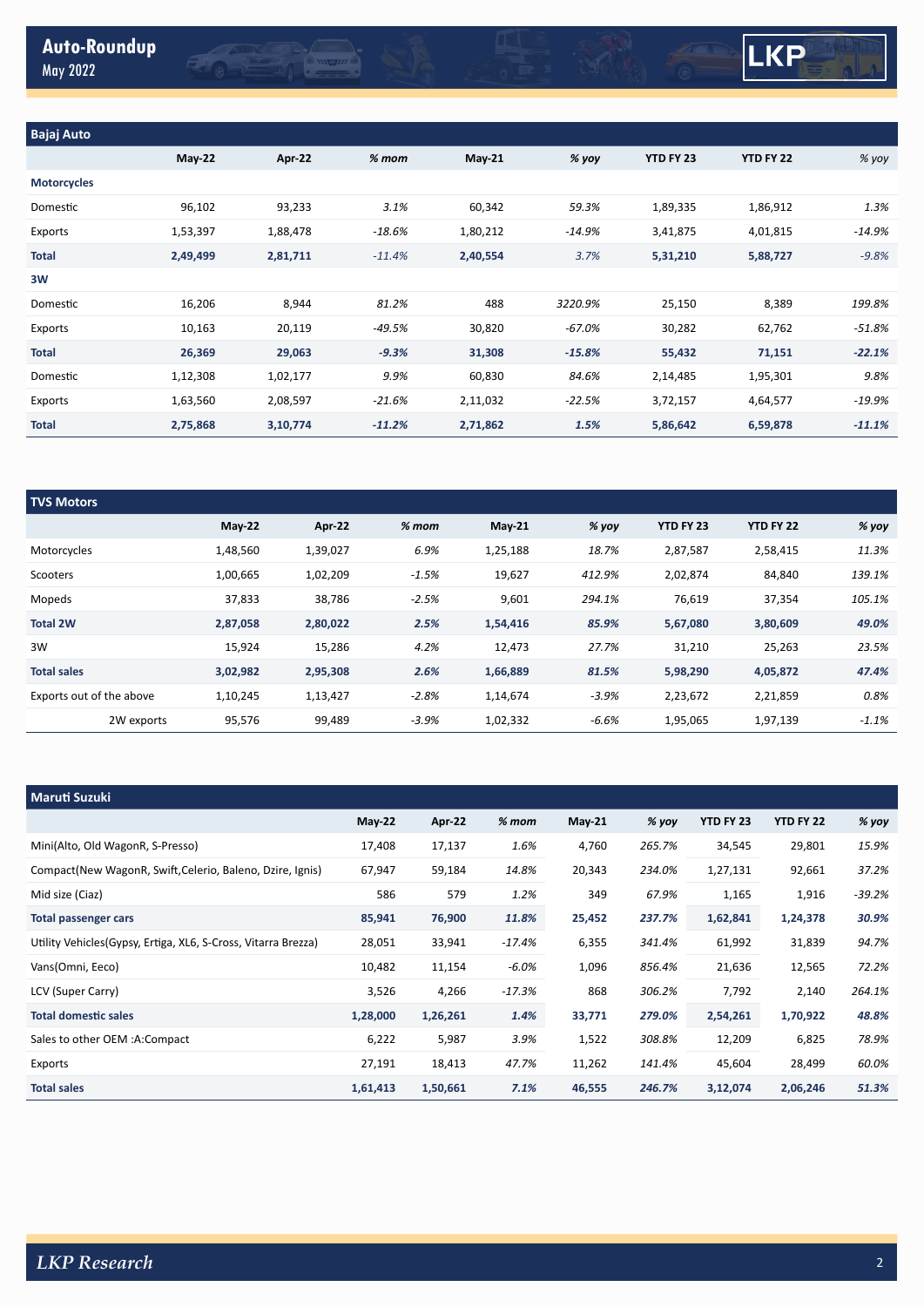## Bajaj Auto

| | May-22 | Apr-22 | % mom | May-21 | % yoy | YTD FY 23 | YTD FY 22 | % yoy |
|---|---|---|---|---|---|---|---|---|
| **Motorcycles** | | | | | | | | |
| Domestic | 96,102 | 93,233 | *3.1%* | 60,342 | *59.3%* | 1,89,335 | 1,86,912 | *1.3%* |
| Exports | 1,53,397 | 1,88,478 | *-18.6%* | 1,80,212 | *-14.9%* | 3,41,875 | 4,01,815 | *-14.9%* |
| **Total** | **2,49,499** | **2,81,711** | *-11.4%* | **2,40,554** | *3.7%* | **5,31,210** | **5,88,727** | *-9.8%* |
| **3W** | | | | | | | | |
| Domestic | 16,206 | 8,944 | *81.2%* | 488 | *3220.9%* | 25,150 | 8,389 | *199.8%* |
| Exports | 10,163 | 20,119 | *-49.5%* | 30,820 | *-67.0%* | 30,282 | 62,762 | *-51.8%* |
| **Total** | **26,369** | **29,063** | ***-9.3%*** | **31,308** | ***-15.8%*** | **55,432** | **71,151** | ***-22.1%*** |
| Domestic | 1,12,308 | 1,02,177 | *9.9%* | 60,830 | *84.6%* | 2,14,485 | 1,95,301 | *9.8%* |
| Exports | 1,63,560 | 2,08,597 | *-21.6%* | 2,11,032 | *-22.5%* | 3,72,157 | 4,64,577 | *-19.9%* |
| **Total** | **2,75,868** | **3,10,774** | ***-11.2%*** | **2,71,862** | ***1.5%*** | **5,86,642** | **6,59,878** | ***-11.1%*** |

## TVS Motors

| | May-22 | Apr-22 | % mom | May-21 | % yoy | YTD FY 23 | YTD FY 22 | % yoy |
|---|---|---|---|---|---|---|---|---|
| Motorcycles | 1,48,560 | 1,39,027 | *6.9%* | 1,25,188 | *18.7%* | 2,87,587 | 2,58,415 | *11.3%* |
| Scooters | 1,00,665 | 1,02,209 | *-1.5%* | 19,627 | *412.9%* | 2,02,874 | 84,840 | *139.1%* |
| Mopeds | 37,833 | 38,786 | *-2.5%* | 9,601 | *294.1%* | 76,619 | 37,354 | *105.1%* |
| **Total 2W** | **2,87,058** | **2,80,022** | ***2.5%*** | **1,54,416** | ***85.9%*** | **5,67,080** | **3,80,609** | ***49.0%*** |
| 3W | 15,924 | 15,286 | *4.2%* | 12,473 | *27.7%* | 31,210 | 25,263 | *23.5%* |
| **Total sales** | **3,02,982** | **2,95,308** | ***2.6%*** | **1,66,889** | ***81.5%*** | **5,98,290** | **4,05,872** | ***47.4%*** |
| Exports out of the above | 1,10,245 | 1,13,427 | *-2.8%* | 1,14,674 | *-3.9%* | 2,23,672 | 2,21,859 | *0.8%* |
| 2W exports | 95,576 | 99,489 | *-3.9%* | 1,02,332 | *-6.6%* | 1,95,065 | 1,97,139 | *-1.1%* |

## Maruti Suzuki

| | May-22 | Apr-22 | % mom | May-21 | % yoy | YTD FY 23 | YTD FY 22 | % yoy |
|---|---|---|---|---|---|---|---|---|
| Mini(Alto, Old WagonR, S-Presso) | 17,408 | 17,137 | *1.6%* | 4,760 | *265.7%* | 34,545 | 29,801 | *15.9%* |
| Compact(New WagonR, Swift,Celerio, Baleno, Dzire, Ignis) | 67,947 | 59,184 | *14.8%* | 20,343 | *234.0%* | 1,27,131 | 92,661 | *37.2%* |
| Mid size (Ciaz) | 586 | 579 | *1.2%* | 349 | *67.9%* | 1,165 | 1,916 | *-39.2%* |
| **Total passenger cars** | **85,941** | **76,900** | ***11.8%*** | **25,452** | ***237.7%*** | **1,62,841** | **1,24,378** | ***30.9%*** |
| Utility Vehicles(Gypsy, Ertiga, XL6, S-Cross, Vitarra Brezza) | 28,051 | 33,941 | *-17.4%* | 6,355 | *341.4%* | 61,992 | 31,839 | *94.7%* |
| Vans(Omni, Eeco) | 10,482 | 11,154 | *-6.0%* | 1,096 | *856.4%* | 21,636 | 12,565 | *72.2%* |
| LCV (Super Carry) | 3,526 | 4,266 | *-17.3%* | 868 | *306.2%* | 7,792 | 2,140 | *264.1%* |
| **Total domestic sales** | **1,28,000** | **1,26,261** | ***1.4%*** | **33,771** | ***279.0%*** | **2,54,261** | **1,70,922** | ***48.8%*** |
| Sales to other OEM :A:Compact | 6,222 | 5,987 | *3.9%* | 1,522 | *308.8%* | 12,209 | 6,825 | *78.9%* |
| Exports | 27,191 | 18,413 | *47.7%* | 11,262 | *141.4%* | 45,604 | 28,499 | *60.0%* |
| **Total sales** | **1,61,413** | **1,50,661** | ***7.1%*** | **46,555** | ***246.7%*** | **3,12,074** | **2,06,246** | ***51.3%*** |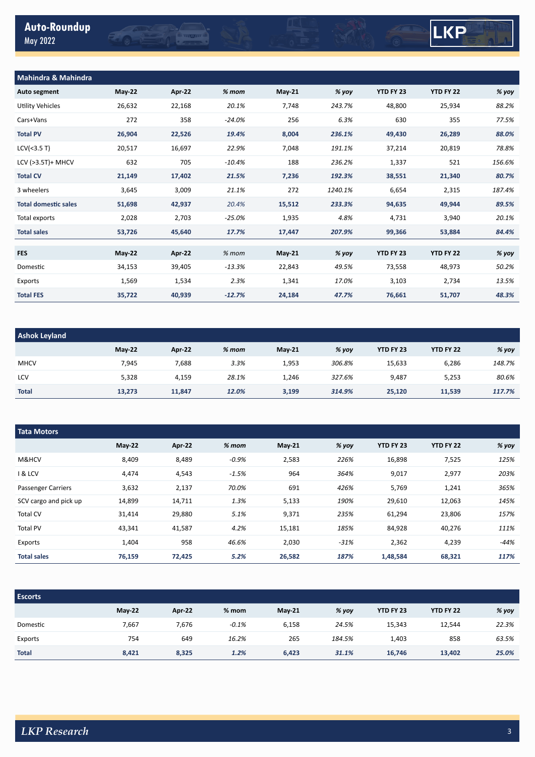## Mahindra & Mahindra

| Auto segment | May-22 | Apr-22 | % mom | May-21 | % yoy | YTD FY 23 | YTD FY 22 | % yoy |
|---|---|---|---|---|---|---|---|---|
| Utility Vehicles | 26,632 | 22,168 | *20.1%* | 7,748 | *243.7%* | 48,800 | 25,934 | *88.2%* |
| Cars+Vans | 272 | 358 | *-24.0%* | 256 | *6.3%* | 630 | 355 | *77.5%* |
| **Total PV** | **26,904** | **22,526** | ***19.4%*** | **8,004** | ***236.1%*** | **49,430** | **26,289** | ***88.0%*** |
| LCV(<3.5 T) | 20,517 | 16,697 | *22.9%* | 7,048 | *191.1%* | 37,214 | 20,819 | *78.8%* |
| LCV (>3.5T)+ MHCV | 632 | 705 | *-10.4%* | 188 | *236.2%* | 1,337 | 521 | *156.6%* |
| **Total CV** | **21,149** | **17,402** | ***21.5%*** | **7,236** | ***192.3%*** | **38,551** | **21,340** | ***80.7%*** |
| 3 wheelers | 3,645 | 3,009 | *21.1%* | 272 | *1240.1%* | 6,654 | 2,315 | *187.4%* |
| **Total domestic sales** | **51,698** | **42,937** | *20.4%* | **15,512** | ***233.3%*** | **94,635** | **49,944** | ***89.5%*** |
| Total exports | 2,028 | 2,703 | *-25.0%* | 1,935 | *4.8%* | 4,731 | 3,940 | *20.1%* |
| **Total sales** | **53,726** | **45,640** | ***17.7%*** | **17,447** | ***207.9%*** | **99,366** | **53,884** | ***84.4%*** |

| FES | May-22 | Apr-22 | % mom | May-21 | % yoy | YTD FY 23 | YTD FY 22 | % yoy |
|---|---|---|---|---|---|---|---|---|
| Domestic | 34,153 | 39,405 | *-13.3%* | 22,843 | *49.5%* | 73,558 | 48,973 | *50.2%* |
| Exports | 1,569 | 1,534 | *2.3%* | 1,341 | *17.0%* | 3,103 | 2,734 | *13.5%* |
| **Total FES** | **35,722** | **40,939** | ***-12.7%*** | **24,184** | ***47.7%*** | **76,661** | **51,707** | ***48.3%*** |

## Ashok Leyland

| | May-22 | Apr-22 | % mom | May-21 | % yoy | YTD FY 23 | YTD FY 22 | % yoy |
|---|---|---|---|---|---|---|---|---|
| MHCV | 7,945 | 7,688 | *3.3%* | 1,953 | *306.8%* | 15,633 | 6,286 | *148.7%* |
| LCV | 5,328 | 4,159 | *28.1%* | 1,246 | *327.6%* | 9,487 | 5,253 | *80.6%* |
| **Total** | **13,273** | **11,847** | ***12.0%*** | **3,199** | ***314.9%*** | **25,120** | **11,539** | ***117.7%*** |

## Tata Motors

| | May-22 | Apr-22 | % mom | May-21 | % yoy | YTD FY 23 | YTD FY 22 | % yoy |
|---|---|---|---|---|---|---|---|---|
| M&HCV | 8,409 | 8,489 | *-0.9%* | 2,583 | *226%* | 16,898 | 7,525 | *125%* |
| I & LCV | 4,474 | 4,543 | *-1.5%* | 964 | *364%* | 9,017 | 2,977 | *203%* |
| Passenger Carriers | 3,632 | 2,137 | *70.0%* | 691 | *426%* | 5,769 | 1,241 | *365%* |
| SCV cargo and pick up | 14,899 | 14,711 | *1.3%* | 5,133 | *190%* | 29,610 | 12,063 | *145%* |
| Total CV | 31,414 | 29,880 | *5.1%* | 9,371 | *235%* | 61,294 | 23,806 | *157%* |
| Total PV | 43,341 | 41,587 | *4.2%* | 15,181 | *185%* | 84,928 | 40,276 | *111%* |
| Exports | 1,404 | 958 | *46.6%* | 2,030 | *-31%* | 2,362 | 4,239 | *-44%* |
| **Total sales** | **76,159** | **72,425** | ***5.2%*** | **26,582** | ***187%*** | **1,48,584** | **68,321** | ***117%*** |

## Escorts

| | May-22 | Apr-22 | % mom | May-21 | % yoy | YTD FY 23 | YTD FY 22 | % yoy |
|---|---|---|---|---|---|---|---|---|
| Domestic | 7,667 | 7,676 | *-0.1%* | 6,158 | *24.5%* | 15,343 | 12,544 | *22.3%* |
| Exports | 754 | 649 | *16.2%* | 265 | *184.5%* | 1,403 | 858 | *63.5%* |
| **Total** | **8,421** | **8,325** | ***1.2%*** | **6,423** | ***31.1%*** | **16,746** | **13,402** | ***25.0%*** |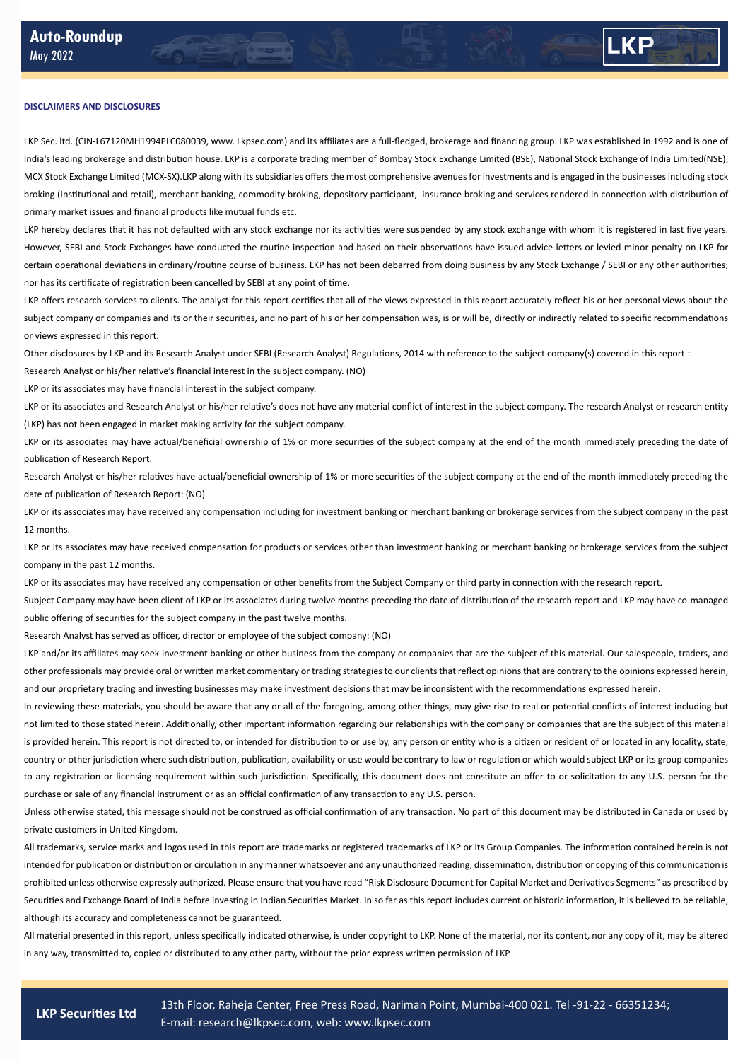**DISCLAIMERS AND DISCLOSURES**

LKP Sec. ltd. (CIN-L67120MH1994PLC080039, www. Lkpsec.com) and its affiliates are a full-fledged, brokerage and financing group. LKP was established in 1992 and is one of India's leading brokerage and distribution house. LKP is a corporate trading member of Bombay Stock Exchange Limited (BSE), National Stock Exchange of India Limited(NSE), MCX Stock Exchange Limited (MCX-SX).LKP along with its subsidiaries offers the most comprehensive avenues for investments and is engaged in the businesses including stock broking (Institutional and retail), merchant banking, commodity broking, depository participant, insurance broking and services rendered in connection with distribution of primary market issues and financial products like mutual funds etc.

LKP hereby declares that it has not defaulted with any stock exchange nor its activities were suspended by any stock exchange with whom it is registered in last five years. However, SEBI and Stock Exchanges have conducted the routine inspection and based on their observations have issued advice letters or levied minor penalty on LKP for certain operational deviations in ordinary/routine course of business. LKP has not been debarred from doing business by any Stock Exchange / SEBI or any other authorities; nor has its certificate of registration been cancelled by SEBI at any point of time.

LKP offers research services to clients. The analyst for this report certifies that all of the views expressed in this report accurately reflect his or her personal views about the subject company or companies and its or their securities, and no part of his or her compensation was, is or will be, directly or indirectly related to specific recommendations or views expressed in this report.

Other disclosures by LKP and its Research Analyst under SEBI (Research Analyst) Regulations, 2014 with reference to the subject company(s) covered in this report-:

Research Analyst or his/her relative's financial interest in the subject company. (NO)

LKP or its associates may have financial interest in the subject company.

LKP or its associates and Research Analyst or his/her relative's does not have any material conflict of interest in the subject company. The research Analyst or research entity (LKP) has not been engaged in market making activity for the subject company.

LKP or its associates may have actual/beneficial ownership of 1% or more securities of the subject company at the end of the month immediately preceding the date of publication of Research Report.

Research Analyst or his/her relatives have actual/beneficial ownership of 1% or more securities of the subject company at the end of the month immediately preceding the date of publication of Research Report: (NO)

LKP or its associates may have received any compensation including for investment banking or merchant banking or brokerage services from the subject company in the past 12 months.

LKP or its associates may have received compensation for products or services other than investment banking or merchant banking or brokerage services from the subject company in the past 12 months.

LKP or its associates may have received any compensation or other benefits from the Subject Company or third party in connection with the research report.

Subject Company may have been client of LKP or its associates during twelve months preceding the date of distribution of the research report and LKP may have co-managed public offering of securities for the subject company in the past twelve months.

Research Analyst has served as officer, director or employee of the subject company: (NO)

LKP and/or its affiliates may seek investment banking or other business from the company or companies that are the subject of this material. Our salespeople, traders, and other professionals may provide oral or written market commentary or trading strategies to our clients that reflect opinions that are contrary to the opinions expressed herein, and our proprietary trading and investing businesses may make investment decisions that may be inconsistent with the recommendations expressed herein.

In reviewing these materials, you should be aware that any or all of the foregoing, among other things, may give rise to real or potential conflicts of interest including but not limited to those stated herein. Additionally, other important information regarding our relationships with the company or companies that are the subject of this material is provided herein. This report is not directed to, or intended for distribution to or use by, any person or entity who is a citizen or resident of or located in any locality, state, country or other jurisdiction where such distribution, publication, availability or use would be contrary to law or regulation or which would subject LKP or its group companies to any registration or licensing requirement within such jurisdiction. Specifically, this document does not constitute an offer to or solicitation to any U.S. person for the purchase or sale of any financial instrument or as an official confirmation of any transaction to any U.S. person.

Unless otherwise stated, this message should not be construed as official confirmation of any transaction. No part of this document may be distributed in Canada or used by private customers in United Kingdom.

All trademarks, service marks and logos used in this report are trademarks or registered trademarks of LKP or its Group Companies. The information contained herein is not intended for publication or distribution or circulation in any manner whatsoever and any unauthorized reading, dissemination, distribution or copying of this communication is prohibited unless otherwise expressly authorized. Please ensure that you have read "Risk Disclosure Document for Capital Market and Derivatives Segments" as prescribed by Securities and Exchange Board of India before investing in Indian Securities Market. In so far as this report includes current or historic information, it is believed to be reliable, although its accuracy and completeness cannot be guaranteed.

All material presented in this report, unless specifically indicated otherwise, is under copyright to LKP. None of the material, nor its content, nor any copy of it, may be altered in any way, transmitted to, copied or distributed to any other party, without the prior express written permission of LKP

**LKP Securities Ltd** 13th Floor, Raheja Center, Free Press Road, Nariman Point, Mumbai-400 021. Tel -91-22 - 66351234; E-mail: research@lkpsec.com, web: www.lkpsec.com